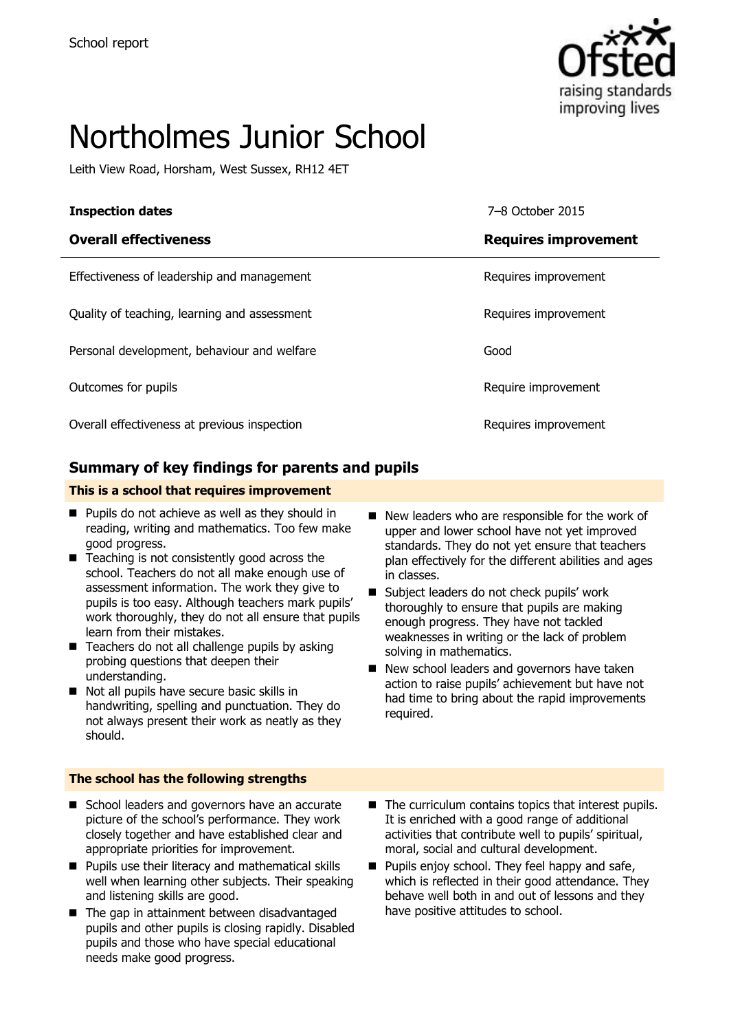School report

# Northolmes Junior School

Leith View Road, Horsham, West Sussex, RH12 4ET

| **Inspection dates** | 7–8 October 2015 |
| --- | --- |
| **Overall effectiveness** | **Requires improvement** |
| Effectiveness of leadership and management | Requires improvement |
| Quality of teaching, learning and assessment | Requires improvement |
| Personal development, behaviour and welfare | Good |
| Outcomes for pupils | Require improvement |
| Overall effectiveness at previous inspection | Requires improvement |

## Summary of key findings for parents and pupils

**This is a school that requires improvement**

- Pupils do not achieve as well as they should in reading, writing and mathematics. Too few make good progress.
- Teaching is not consistently good across the school. Teachers do not all make enough use of assessment information. The work they give to pupils is too easy. Although teachers mark pupils' work thoroughly, they do not all ensure that pupils learn from their mistakes.
- Teachers do not all challenge pupils by asking probing questions that deepen their understanding.
- Not all pupils have secure basic skills in handwriting, spelling and punctuation. They do not always present their work as neatly as they should.
- New leaders who are responsible for the work of upper and lower school have not yet improved standards. They do not yet ensure that teachers plan effectively for the different abilities and ages in classes.
- Subject leaders do not check pupils' work thoroughly to ensure that pupils are making enough progress. They have not tackled weaknesses in writing or the lack of problem solving in mathematics.
- New school leaders and governors have taken action to raise pupils' achievement but have not had time to bring about the rapid improvements required.

**The school has the following strengths**

- School leaders and governors have an accurate picture of the school's performance. They work closely together and have established clear and appropriate priorities for improvement.
- Pupils use their literacy and mathematical skills well when learning other subjects. Their speaking and listening skills are good.
- The gap in attainment between disadvantaged pupils and other pupils is closing rapidly. Disabled pupils and those who have special educational needs make good progress.
- The curriculum contains topics that interest pupils. It is enriched with a good range of additional activities that contribute well to pupils' spiritual, moral, social and cultural development.
- Pupils enjoy school. They feel happy and safe, which is reflected in their good attendance. They behave well both in and out of lessons and they have positive attitudes to school.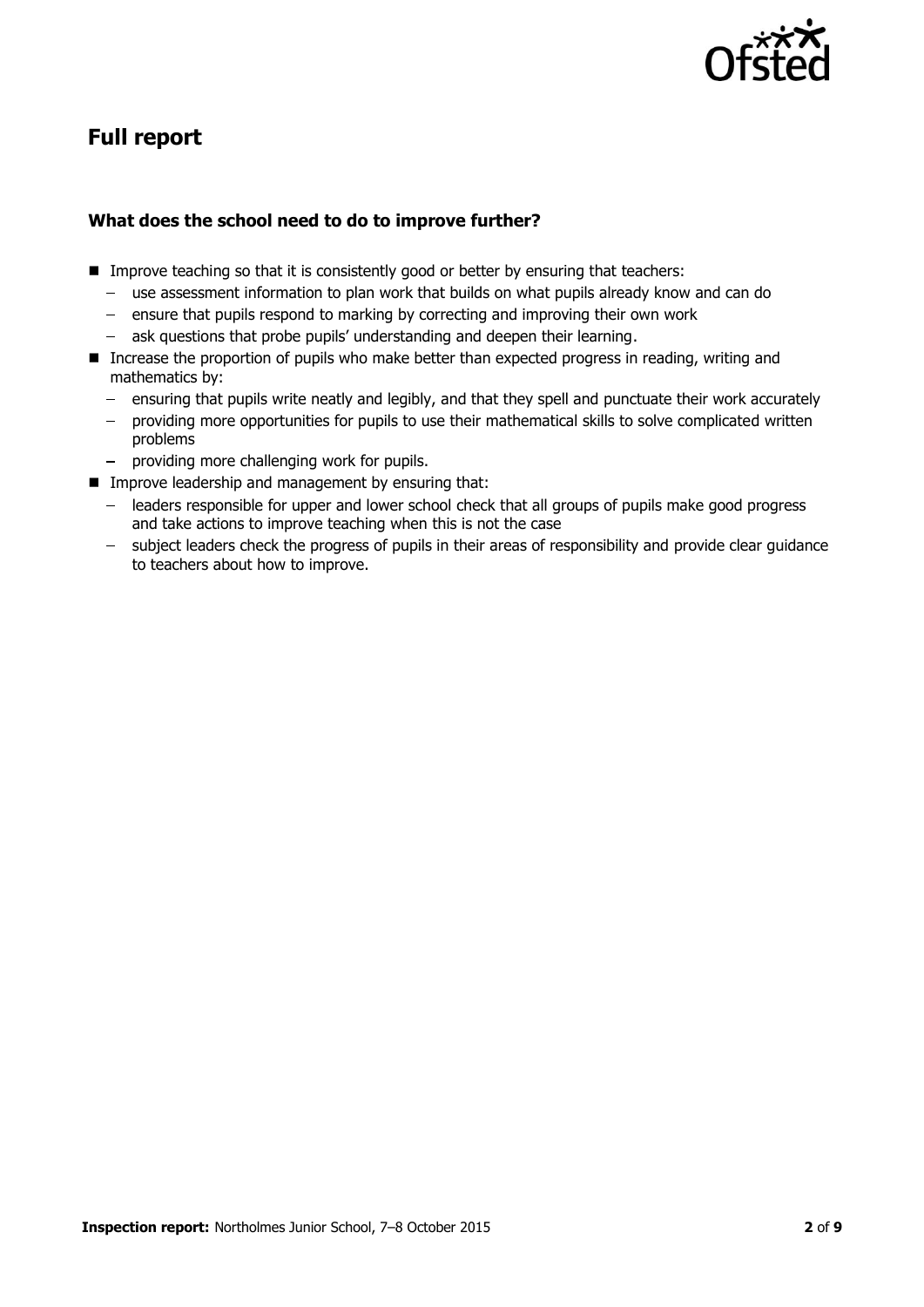## Full report

### What does the school need to do to improve further?

- Improve teaching so that it is consistently good or better by ensuring that teachers:
  - use assessment information to plan work that builds on what pupils already know and can do
  - ensure that pupils respond to marking by correcting and improving their own work
  - ask questions that probe pupils' understanding and deepen their learning.
- Increase the proportion of pupils who make better than expected progress in reading, writing and mathematics by:
  - ensuring that pupils write neatly and legibly, and that they spell and punctuate their work accurately
  - providing more opportunities for pupils to use their mathematical skills to solve complicated written problems
  - providing more challenging work for pupils.
- Improve leadership and management by ensuring that:
  - leaders responsible for upper and lower school check that all groups of pupils make good progress and take actions to improve teaching when this is not the case
  - subject leaders check the progress of pupils in their areas of responsibility and provide clear guidance to teachers about how to improve.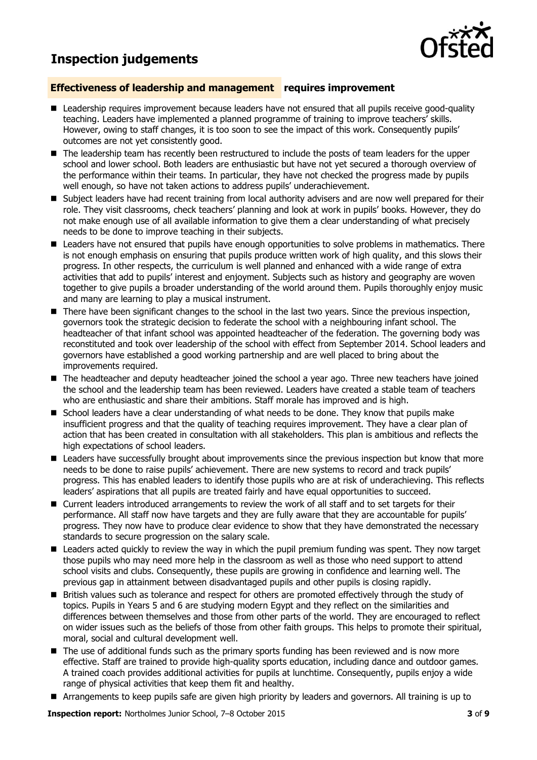# Inspection judgements

## Effectiveness of leadership and management — requires improvement

- Leadership requires improvement because leaders have not ensured that all pupils receive good-quality teaching. Leaders have implemented a planned programme of training to improve teachers' skills. However, owing to staff changes, it is too soon to see the impact of this work. Consequently pupils' outcomes are not yet consistently good.
- The leadership team has recently been restructured to include the posts of team leaders for the upper school and lower school. Both leaders are enthusiastic but have not yet secured a thorough overview of the performance within their teams. In particular, they have not checked the progress made by pupils well enough, so have not taken actions to address pupils' underachievement.
- Subject leaders have had recent training from local authority advisers and are now well prepared for their role. They visit classrooms, check teachers' planning and look at work in pupils' books. However, they do not make enough use of all available information to give them a clear understanding of what precisely needs to be done to improve teaching in their subjects.
- Leaders have not ensured that pupils have enough opportunities to solve problems in mathematics. There is not enough emphasis on ensuring that pupils produce written work of high quality, and this slows their progress. In other respects, the curriculum is well planned and enhanced with a wide range of extra activities that add to pupils' interest and enjoyment. Subjects such as history and geography are woven together to give pupils a broader understanding of the world around them. Pupils thoroughly enjoy music and many are learning to play a musical instrument.
- There have been significant changes to the school in the last two years. Since the previous inspection, governors took the strategic decision to federate the school with a neighbouring infant school. The headteacher of that infant school was appointed headteacher of the federation. The governing body was reconstituted and took over leadership of the school with effect from September 2014. School leaders and governors have established a good working partnership and are well placed to bring about the improvements required.
- The headteacher and deputy headteacher joined the school a year ago. Three new teachers have joined the school and the leadership team has been reviewed. Leaders have created a stable team of teachers who are enthusiastic and share their ambitions. Staff morale has improved and is high.
- School leaders have a clear understanding of what needs to be done. They know that pupils make insufficient progress and that the quality of teaching requires improvement. They have a clear plan of action that has been created in consultation with all stakeholders. This plan is ambitious and reflects the high expectations of school leaders.
- Leaders have successfully brought about improvements since the previous inspection but know that more needs to be done to raise pupils' achievement. There are new systems to record and track pupils' progress. This has enabled leaders to identify those pupils who are at risk of underachieving. This reflects leaders' aspirations that all pupils are treated fairly and have equal opportunities to succeed.
- Current leaders introduced arrangements to review the work of all staff and to set targets for their performance. All staff now have targets and they are fully aware that they are accountable for pupils' progress. They now have to produce clear evidence to show that they have demonstrated the necessary standards to secure progression on the salary scale.
- Leaders acted quickly to review the way in which the pupil premium funding was spent. They now target those pupils who may need more help in the classroom as well as those who need support to attend school visits and clubs. Consequently, these pupils are growing in confidence and learning well. The previous gap in attainment between disadvantaged pupils and other pupils is closing rapidly.
- British values such as tolerance and respect for others are promoted effectively through the study of topics. Pupils in Years 5 and 6 are studying modern Egypt and they reflect on the similarities and differences between themselves and those from other parts of the world. They are encouraged to reflect on wider issues such as the beliefs of those from other faith groups. This helps to promote their spiritual, moral, social and cultural development well.
- The use of additional funds such as the primary sports funding has been reviewed and is now more effective. Staff are trained to provide high-quality sports education, including dance and outdoor games. A trained coach provides additional activities for pupils at lunchtime. Consequently, pupils enjoy a wide range of physical activities that keep them fit and healthy.
- Arrangements to keep pupils safe are given high priority by leaders and governors. All training is up to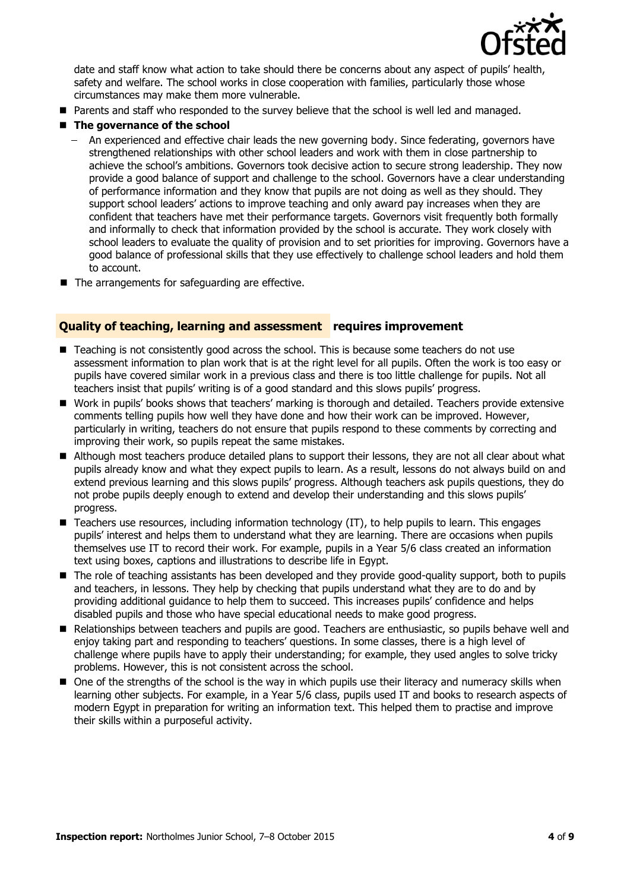date and staff know what action to take should there be concerns about any aspect of pupils' health, safety and welfare. The school works in close cooperation with families, particularly those whose circumstances may make them more vulnerable.

- Parents and staff who responded to the survey believe that the school is well led and managed.
- **The governance of the school**
  - An experienced and effective chair leads the new governing body. Since federating, governors have strengthened relationships with other school leaders and work with them in close partnership to achieve the school's ambitions. Governors took decisive action to secure strong leadership. They now provide a good balance of support and challenge to the school. Governors have a clear understanding of performance information and they know that pupils are not doing as well as they should. They support school leaders' actions to improve teaching and only award pay increases when they are confident that teachers have met their performance targets. Governors visit frequently both formally and informally to check that information provided by the school is accurate. They work closely with school leaders to evaluate the quality of provision and to set priorities for improving. Governors have a good balance of professional skills that they use effectively to challenge school leaders and hold them to account.
- The arrangements for safeguarding are effective.

## Quality of teaching, learning and assessment requires improvement

- Teaching is not consistently good across the school. This is because some teachers do not use assessment information to plan work that is at the right level for all pupils. Often the work is too easy or pupils have covered similar work in a previous class and there is too little challenge for pupils. Not all teachers insist that pupils' writing is of a good standard and this slows pupils' progress.
- Work in pupils' books shows that teachers' marking is thorough and detailed. Teachers provide extensive comments telling pupils how well they have done and how their work can be improved. However, particularly in writing, teachers do not ensure that pupils respond to these comments by correcting and improving their work, so pupils repeat the same mistakes.
- Although most teachers produce detailed plans to support their lessons, they are not all clear about what pupils already know and what they expect pupils to learn. As a result, lessons do not always build on and extend previous learning and this slows pupils' progress. Although teachers ask pupils questions, they do not probe pupils deeply enough to extend and develop their understanding and this slows pupils' progress.
- Teachers use resources, including information technology (IT), to help pupils to learn. This engages pupils' interest and helps them to understand what they are learning. There are occasions when pupils themselves use IT to record their work. For example, pupils in a Year 5/6 class created an information text using boxes, captions and illustrations to describe life in Egypt.
- The role of teaching assistants has been developed and they provide good-quality support, both to pupils and teachers, in lessons. They help by checking that pupils understand what they are to do and by providing additional guidance to help them to succeed. This increases pupils' confidence and helps disabled pupils and those who have special educational needs to make good progress.
- Relationships between teachers and pupils are good. Teachers are enthusiastic, so pupils behave well and enjoy taking part and responding to teachers' questions. In some classes, there is a high level of challenge where pupils have to apply their understanding; for example, they used angles to solve tricky problems. However, this is not consistent across the school.
- One of the strengths of the school is the way in which pupils use their literacy and numeracy skills when learning other subjects. For example, in a Year 5/6 class, pupils used IT and books to research aspects of modern Egypt in preparation for writing an information text. This helped them to practise and improve their skills within a purposeful activity.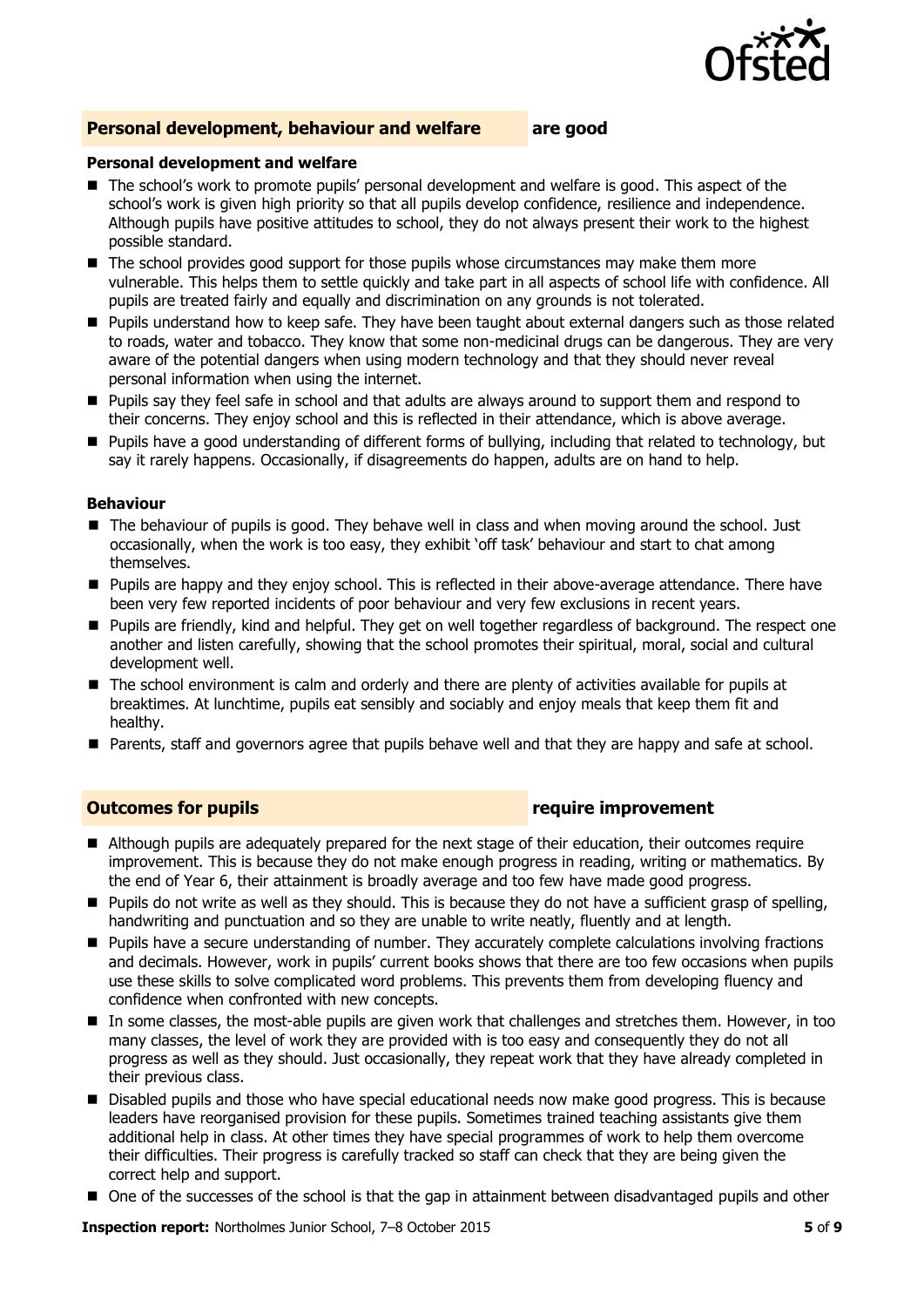## Personal development, behaviour and welfare are good

### Personal development and welfare

- The school's work to promote pupils' personal development and welfare is good. This aspect of the school's work is given high priority so that all pupils develop confidence, resilience and independence. Although pupils have positive attitudes to school, they do not always present their work to the highest possible standard.
- The school provides good support for those pupils whose circumstances may make them more vulnerable. This helps them to settle quickly and take part in all aspects of school life with confidence. All pupils are treated fairly and equally and discrimination on any grounds is not tolerated.
- Pupils understand how to keep safe. They have been taught about external dangers such as those related to roads, water and tobacco. They know that some non-medicinal drugs can be dangerous. They are very aware of the potential dangers when using modern technology and that they should never reveal personal information when using the internet.
- Pupils say they feel safe in school and that adults are always around to support them and respond to their concerns. They enjoy school and this is reflected in their attendance, which is above average.
- Pupils have a good understanding of different forms of bullying, including that related to technology, but say it rarely happens. Occasionally, if disagreements do happen, adults are on hand to help.

### Behaviour

- The behaviour of pupils is good. They behave well in class and when moving around the school. Just occasionally, when the work is too easy, they exhibit 'off task' behaviour and start to chat among themselves.
- Pupils are happy and they enjoy school. This is reflected in their above-average attendance. There have been very few reported incidents of poor behaviour and very few exclusions in recent years.
- Pupils are friendly, kind and helpful. They get on well together regardless of background. The respect one another and listen carefully, showing that the school promotes their spiritual, moral, social and cultural development well.
- The school environment is calm and orderly and there are plenty of activities available for pupils at breaktimes. At lunchtime, pupils eat sensibly and sociably and enjoy meals that keep them fit and healthy.
- Parents, staff and governors agree that pupils behave well and that they are happy and safe at school.

## Outcomes for pupils require improvement

- Although pupils are adequately prepared for the next stage of their education, their outcomes require improvement. This is because they do not make enough progress in reading, writing or mathematics. By the end of Year 6, their attainment is broadly average and too few have made good progress.
- Pupils do not write as well as they should. This is because they do not have a sufficient grasp of spelling, handwriting and punctuation and so they are unable to write neatly, fluently and at length.
- Pupils have a secure understanding of number. They accurately complete calculations involving fractions and decimals. However, work in pupils' current books shows that there are too few occasions when pupils use these skills to solve complicated word problems. This prevents them from developing fluency and confidence when confronted with new concepts.
- In some classes, the most-able pupils are given work that challenges and stretches them. However, in too many classes, the level of work they are provided with is too easy and consequently they do not all progress as well as they should. Just occasionally, they repeat work that they have already completed in their previous class.
- Disabled pupils and those who have special educational needs now make good progress. This is because leaders have reorganised provision for these pupils. Sometimes trained teaching assistants give them additional help in class. At other times they have special programmes of work to help them overcome their difficulties. Their progress is carefully tracked so staff can check that they are being given the correct help and support.
- One of the successes of the school is that the gap in attainment between disadvantaged pupils and other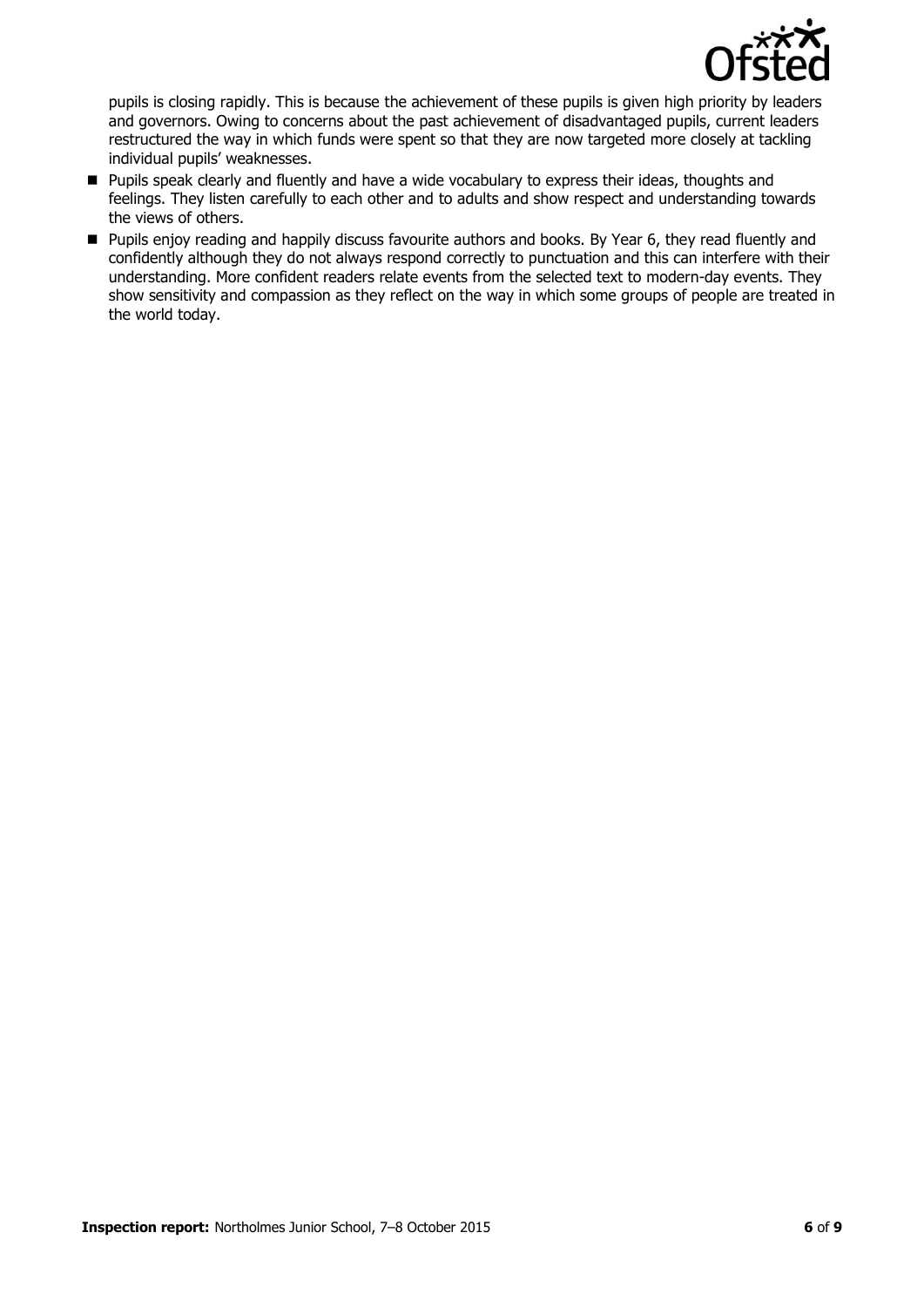pupils is closing rapidly. This is because the achievement of these pupils is given high priority by leaders and governors. Owing to concerns about the past achievement of disadvantaged pupils, current leaders restructured the way in which funds were spent so that they are now targeted more closely at tackling individual pupils' weaknesses.

- Pupils speak clearly and fluently and have a wide vocabulary to express their ideas, thoughts and feelings. They listen carefully to each other and to adults and show respect and understanding towards the views of others.
- Pupils enjoy reading and happily discuss favourite authors and books. By Year 6, they read fluently and confidently although they do not always respond correctly to punctuation and this can interfere with their understanding. More confident readers relate events from the selected text to modern-day events. They show sensitivity and compassion as they reflect on the way in which some groups of people are treated in the world today.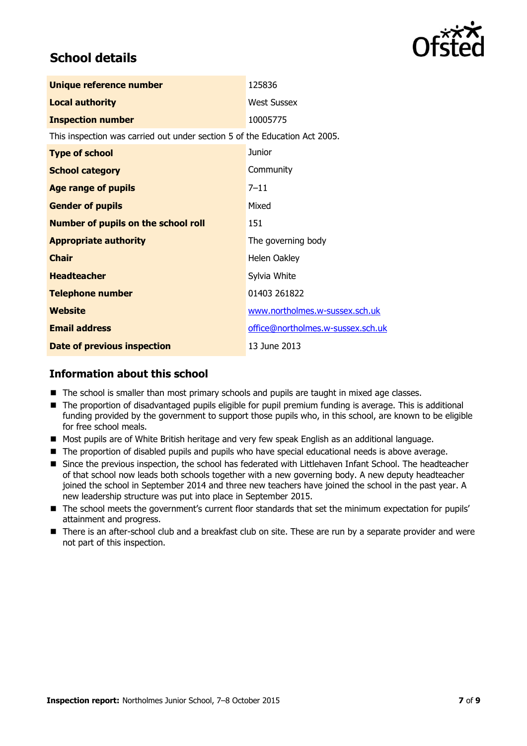## School details

| Unique reference number | 125836 |
|---|---|
| Local authority | West Sussex |
| Inspection number | 10005775 |

This inspection was carried out under section 5 of the Education Act 2005.

| Type of school | Junior |
|---|---|
| School category | Community |
| Age range of pupils | 7–11 |
| Gender of pupils | Mixed |
| Number of pupils on the school roll | 151 |
| Appropriate authority | The governing body |
| Chair | Helen Oakley |
| Headteacher | Sylvia White |
| Telephone number | 01403 261822 |
| Website | www.northolmes.w-sussex.sch.uk |
| Email address | office@northolmes.w-sussex.sch.uk |
| Date of previous inspection | 13 June 2013 |

### Information about this school

- The school is smaller than most primary schools and pupils are taught in mixed age classes.
- The proportion of disadvantaged pupils eligible for pupil premium funding is average. This is additional funding provided by the government to support those pupils who, in this school, are known to be eligible for free school meals.
- Most pupils are of White British heritage and very few speak English as an additional language.
- The proportion of disabled pupils and pupils who have special educational needs is above average.
- Since the previous inspection, the school has federated with Littlehaven Infant School. The headteacher of that school now leads both schools together with a new governing body. A new deputy headteacher joined the school in September 2014 and three new teachers have joined the school in the past year. A new leadership structure was put into place in September 2015.
- The school meets the government's current floor standards that set the minimum expectation for pupils' attainment and progress.
- There is an after-school club and a breakfast club on site. These are run by a separate provider and were not part of this inspection.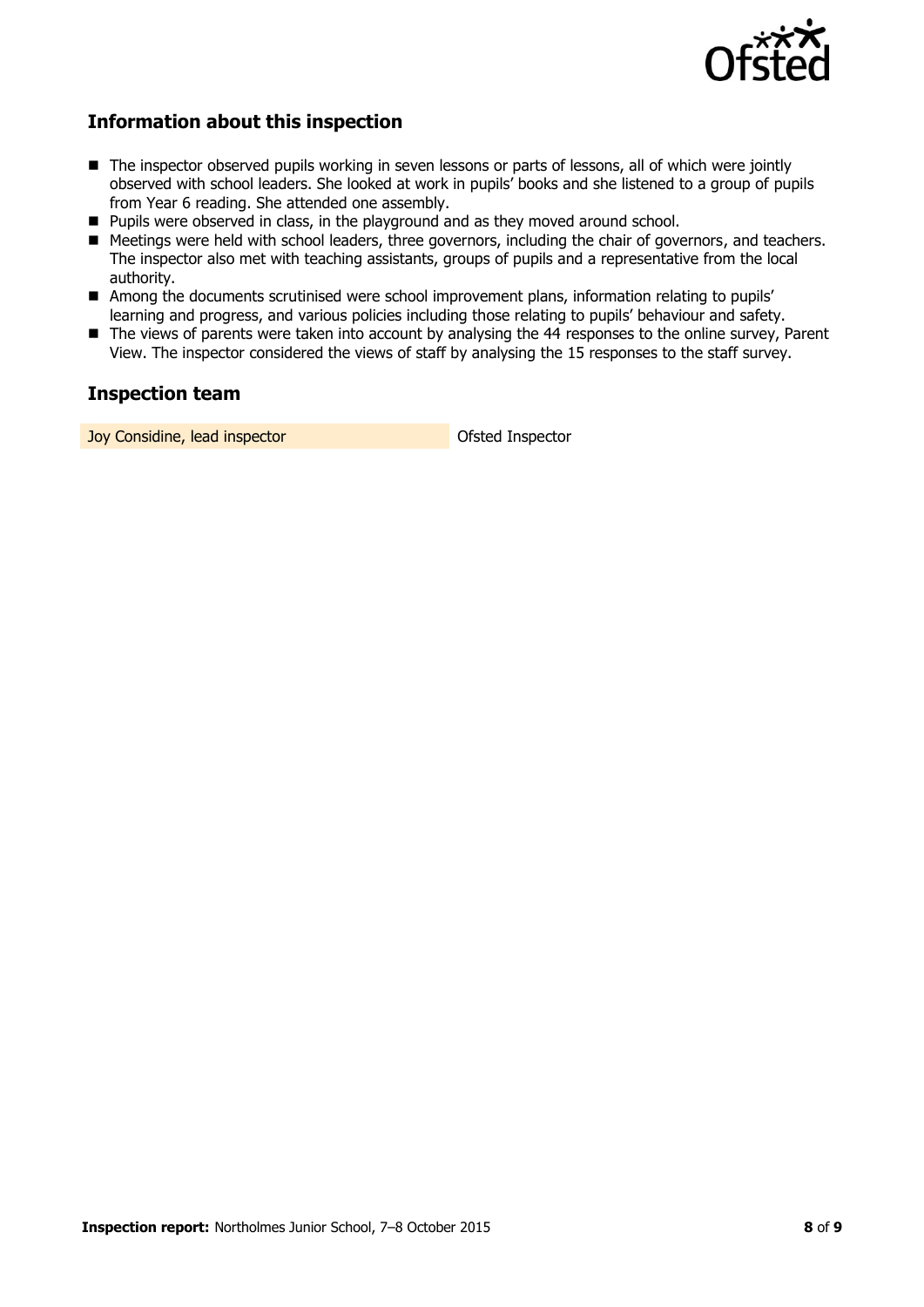## Information about this inspection

- The inspector observed pupils working in seven lessons or parts of lessons, all of which were jointly observed with school leaders. She looked at work in pupils' books and she listened to a group of pupils from Year 6 reading. She attended one assembly.
- Pupils were observed in class, in the playground and as they moved around school.
- Meetings were held with school leaders, three governors, including the chair of governors, and teachers. The inspector also met with teaching assistants, groups of pupils and a representative from the local authority.
- Among the documents scrutinised were school improvement plans, information relating to pupils' learning and progress, and various policies including those relating to pupils' behaviour and safety.
- The views of parents were taken into account by analysing the 44 responses to the online survey, Parent View. The inspector considered the views of staff by analysing the 15 responses to the staff survey.

## Inspection team

| | |
|---|---|
| Joy Considine, lead inspector | Ofsted Inspector |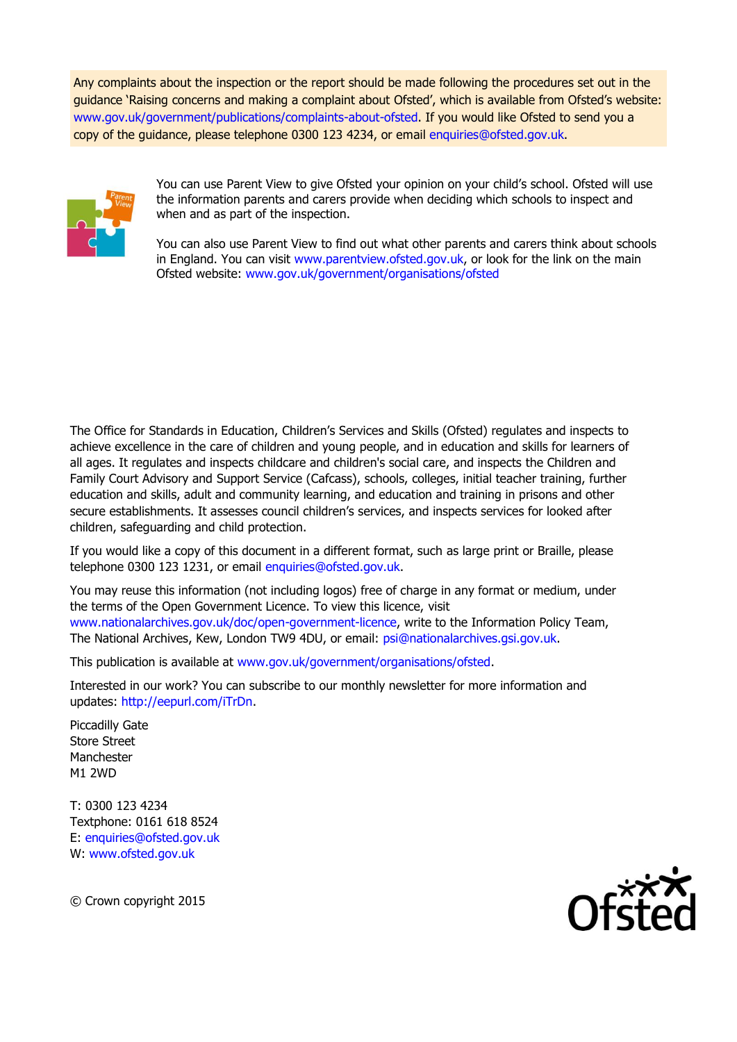Any complaints about the inspection or the report should be made following the procedures set out in the guidance 'Raising concerns and making a complaint about Ofsted', which is available from Ofsted's website: www.gov.uk/government/publications/complaints-about-ofsted. If you would like Ofsted to send you a copy of the guidance, please telephone 0300 123 4234, or email enquiries@ofsted.gov.uk.

You can use Parent View to give Ofsted your opinion on your child's school. Ofsted will use the information parents and carers provide when deciding which schools to inspect and when and as part of the inspection.

You can also use Parent View to find out what other parents and carers think about schools in England. You can visit www.parentview.ofsted.gov.uk, or look for the link on the main Ofsted website: www.gov.uk/government/organisations/ofsted

The Office for Standards in Education, Children's Services and Skills (Ofsted) regulates and inspects to achieve excellence in the care of children and young people, and in education and skills for learners of all ages. It regulates and inspects childcare and children's social care, and inspects the Children and Family Court Advisory and Support Service (Cafcass), schools, colleges, initial teacher training, further education and skills, adult and community learning, and education and training in prisons and other secure establishments. It assesses council children's services, and inspects services for looked after children, safeguarding and child protection.

If you would like a copy of this document in a different format, such as large print or Braille, please telephone 0300 123 1231, or email enquiries@ofsted.gov.uk.

You may reuse this information (not including logos) free of charge in any format or medium, under the terms of the Open Government Licence. To view this licence, visit www.nationalarchives.gov.uk/doc/open-government-licence, write to the Information Policy Team, The National Archives, Kew, London TW9 4DU, or email: psi@nationalarchives.gsi.gov.uk.

This publication is available at www.gov.uk/government/organisations/ofsted.

Interested in our work? You can subscribe to our monthly newsletter for more information and updates: http://eepurl.com/iTrDn.

Piccadilly Gate
Store Street
Manchester
M1 2WD

T: 0300 123 4234
Textphone: 0161 618 8524
E: enquiries@ofsted.gov.uk
W: www.ofsted.gov.uk

© Crown copyright 2015